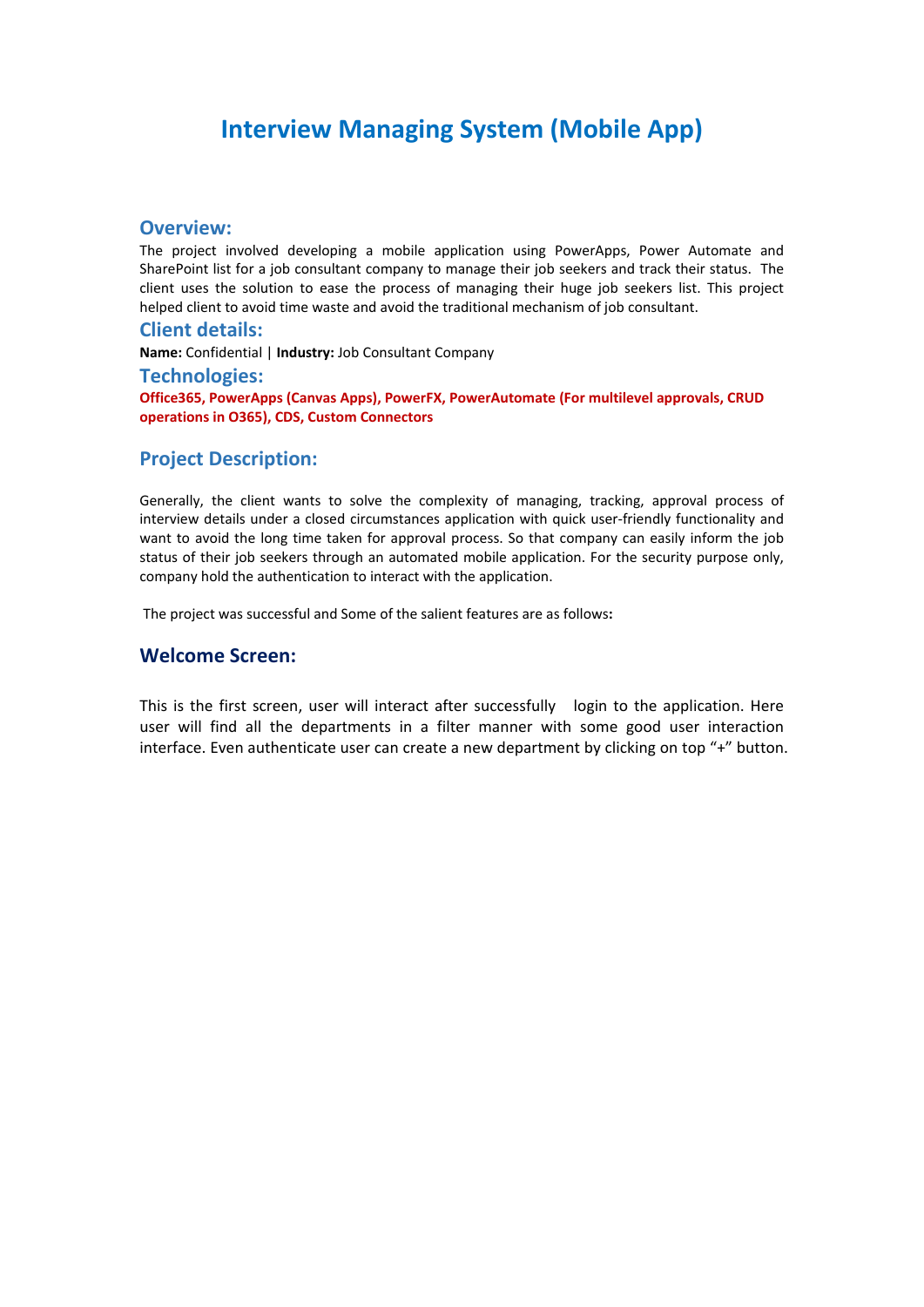# Interview Managing System (Mobile App)

## Overview:

The project involved developing a mobile application using PowerApps, Power Automate and SharePoint list for a job consultant company to manage their job seekers and track their status. The client uses the solution to ease the process of managing their huge job seekers list. This project helped client to avoid time waste and avoid the traditional mechanism of job consultant.

## Client details:

**Name:** Confidential | **Industry:** Job Consultant Company

## Technologies:

**Office365, PowerApps (Canvas Apps), PowerFX, PowerAutomate (For multilevel approvals, CRUD operations in O365), CDS, Custom Connectors**

## Project Description:

Generally, the client wants to solve the complexity of managing, tracking, approval process of interview details under a closed circumstances application with quick user-friendly functionality and want to avoid the long time taken for approval process. So that company can easily inform the job status of their job seekers through an automated mobile application. For the security purpose only, company hold the authentication to interact with the application.

The project was successful and Some of the salient features are as follows**:**

## Welcome Screen:

This is the first screen, user will interact after successfully login to the application. Here user will find all the departments in a filter manner with some good user interaction interface. Even authenticate user can create a new department by clicking on top "+" button.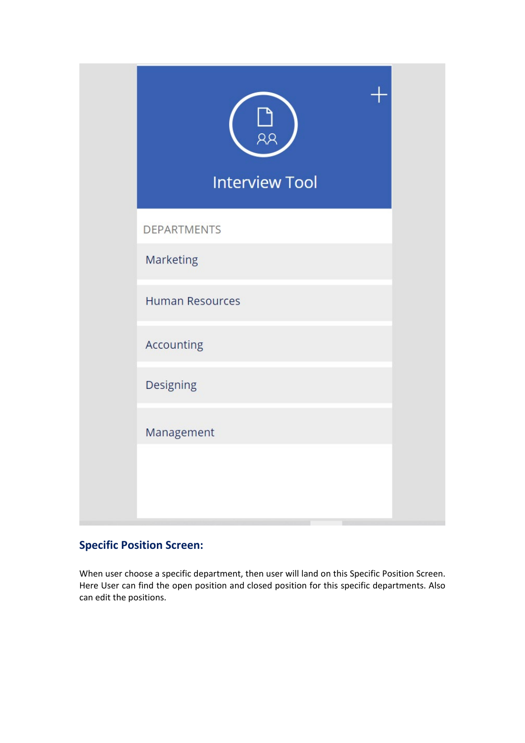Interview Tool

DEPARTMENTS

- Marketing
- Human Resources
- Accounting
- Designing
- Management

## Specific Position Screen:

When user choose a specific department, then user will land on this Specific Position Screen. Here User can find the open position and closed position for this specific departments. Also can edit the positions.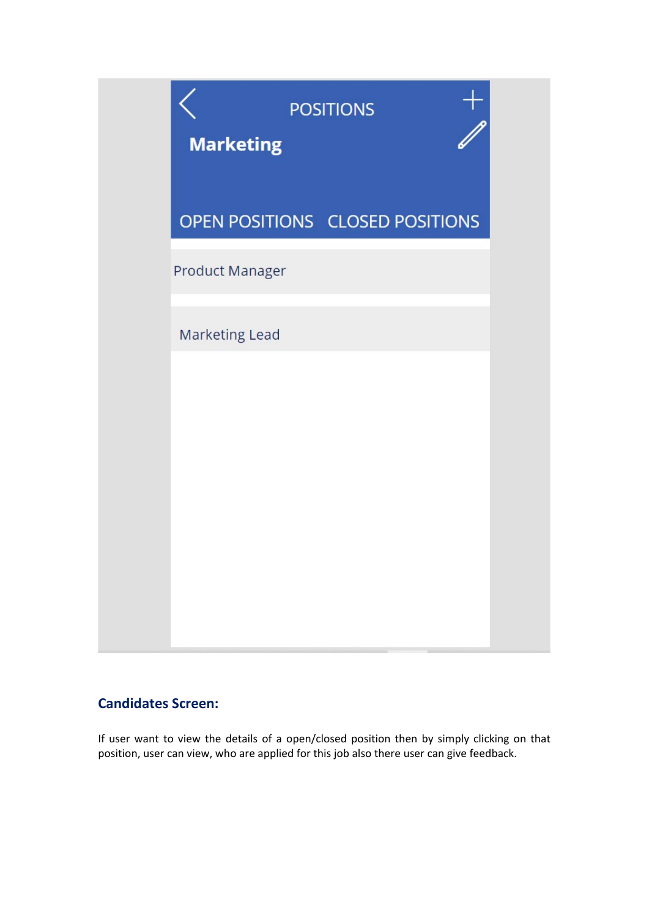POSITIONS

Marketing

OPEN POSITIONS CLOSED POSITIONS

Product Manager

Marketing Lead

### Candidates Screen:

If user want to view the details of a open/closed position then by simply clicking on that position, user can view, who are applied for this job also there user can give feedback.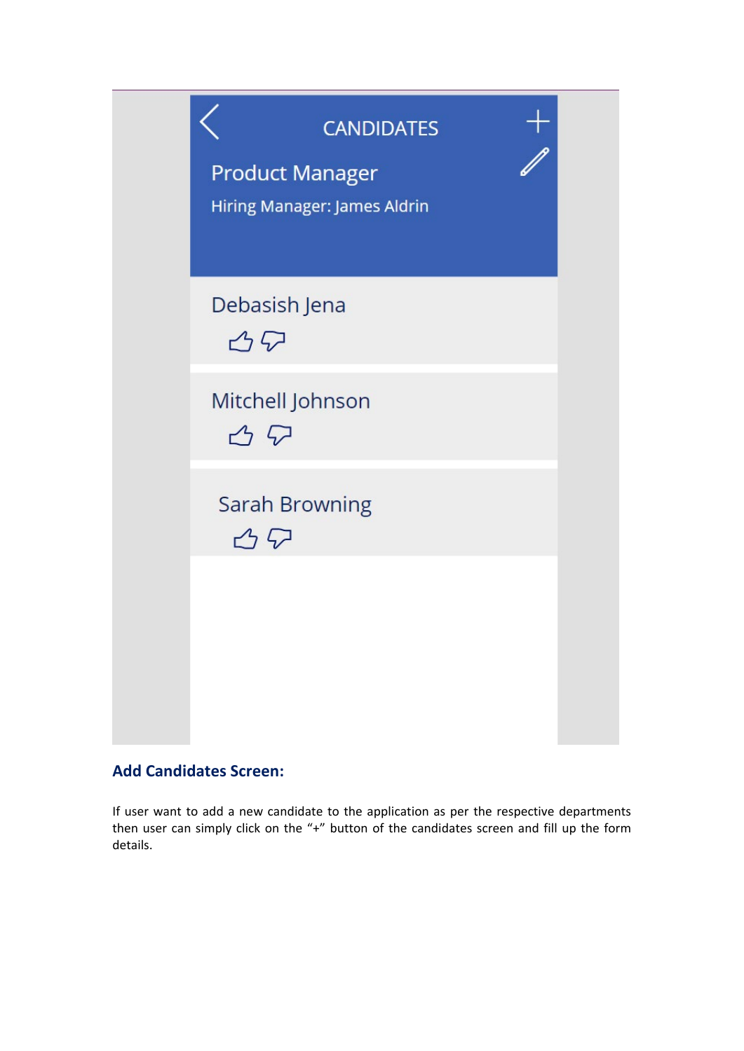CANDIDATES

Product Manager

Hiring Manager: James Aldrin

Debasish Jena

Mitchell Johnson

Sarah Browning

## Add Candidates Screen:

If user want to add a new candidate to the application as per the respective departments then user can simply click on the "+" button of the candidates screen and fill up the form details.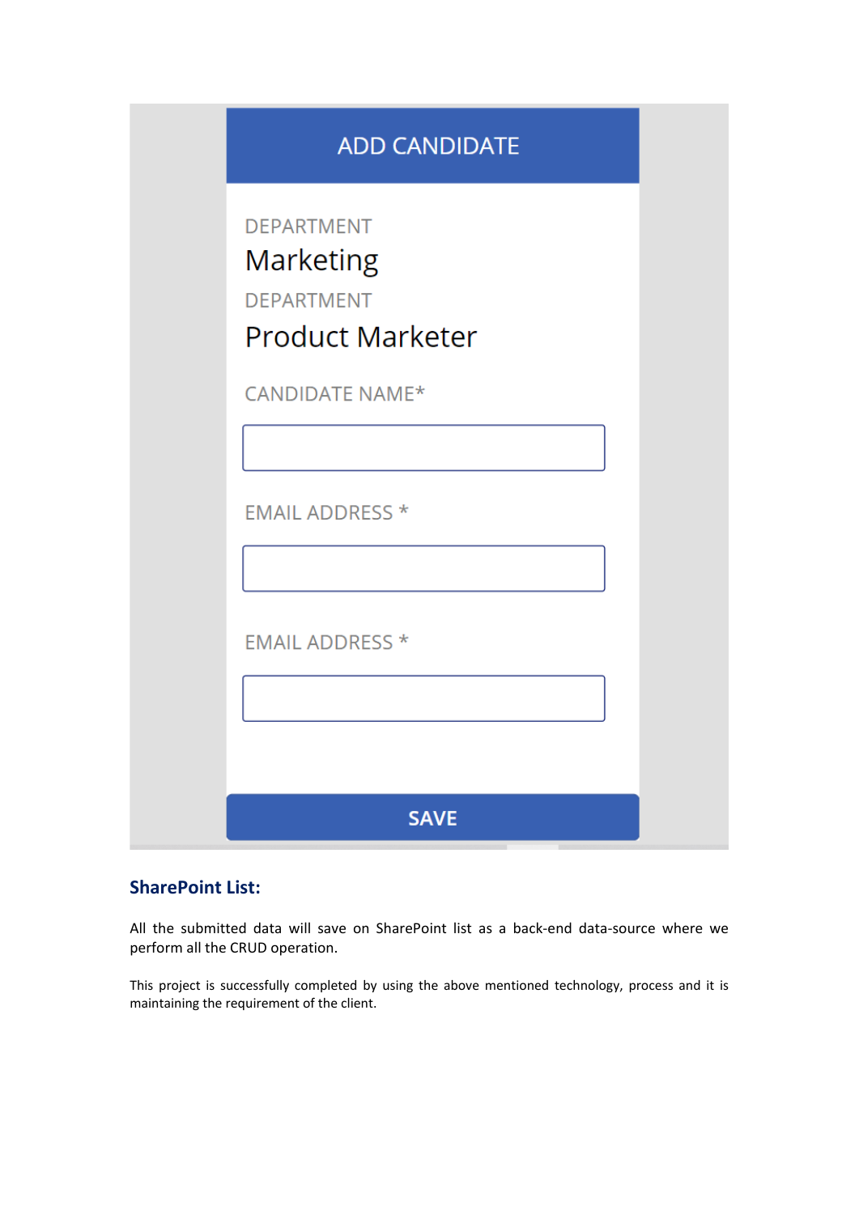ADD CANDIDATE

DEPARTMENT

Marketing

DEPARTMENT

Product Marketer

CANDIDATE NAME*

EMAIL ADDRESS *

EMAIL ADDRESS *

SAVE

## SharePoint List:

All the submitted data will save on SharePoint list as a back-end data-source where we perform all the CRUD operation.

This project is successfully completed by using the above mentioned technology, process and it is maintaining the requirement of the client.